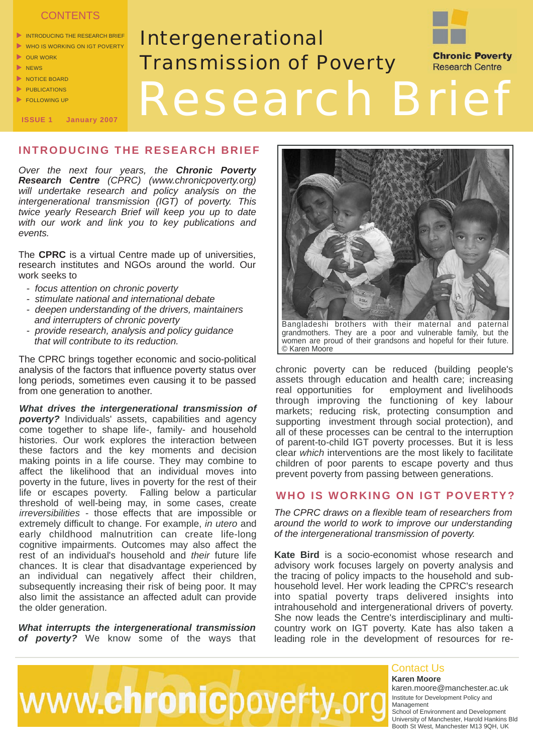# Intergenerational Transmission of Poverty Research Brief

Chronic Poverty Research Centre

CONTENTS

- INTRODUCING THE RESEARCH BRIEF
- WHO IS WORKING ON IGT POVERTY
- OUR WORK
- NEWS
- NOTICE BOARD
- PUBLICATIONS
- FOLLOWING UP

ISSUE 1 January 2007

## INTRODUCING THE RESEARCH BRIEF

*Over the next four years, the **Chronic Poverty Research Centre** (CPRC) (www.chronicpoverty.org) will undertake research and policy analysis on the intergenerational transmission (IGT) of poverty. This twice yearly Research Brief will keep you up to date with our work and link you to key publications and events.*

The **CPRC** is a virtual Centre made up of universities, research institutes and NGOs around the world. Our work seeks to

- *focus attention on chronic poverty*
- *stimulate national and international debate*
- *deepen understanding of the drivers, maintainers and interrupters of chronic poverty*
- *provide research, analysis and policy guidance that will contribute to its reduction.*

The CPRC brings together economic and socio-political analysis of the factors that influence poverty status over long periods, sometimes even causing it to be passed from one generation to another.

***What drives the intergenerational transmission of poverty?*** Individuals' assets, capabilities and agency come together to shape life-, family- and household histories. Our work explores the interaction between these factors and the key moments and decision making points in a life course. They may combine to affect the likelihood that an individual moves into poverty in the future, lives in poverty for the rest of their life or escapes poverty. Falling below a particular threshold of well-being may, in some cases, create *irreversibilities* - those effects that are impossible or extremely difficult to change. For example, *in utero* and early childhood malnutrition can create life-long cognitive impairments. Outcomes may also affect the rest of an individual's household and *their* future life chances. It is clear that disadvantage experienced by an individual can negatively affect their children, subsequently increasing their risk of being poor. It may also limit the assistance an affected adult can provide the older generation.

***What interrupts the intergenerational transmission of poverty?*** We know some of the ways that chronic poverty can be reduced (building people's assets through education and health care; increasing real opportunities for employment and livelihoods through improving the functioning of key labour markets; reducing risk, protecting consumption and supporting investment through social protection), and all of these processes can be central to the interruption of parent-to-child IGT poverty processes. But it is less clear *which* interventions are the most likely to facilitate children of poor parents to escape poverty and thus prevent poverty from passing between generations.

Bangladeshi brothers with their maternal and paternal grandmothers. They are a poor and vulnerable family, but the women are proud of their grandsons and hopeful for their future. © Karen Moore

## WHO IS WORKING ON IGT POVERTY?

*The CPRC draws on a flexible team of researchers from around the world to work to improve our understanding of the intergenerational transmission of poverty.*

**Kate Bird** is a socio-economist whose research and advisory work focuses largely on poverty analysis and the tracing of policy impacts to the household and sub-household level. Her work leading the CPRC's research into spatial poverty traps delivered insights into intrahousehold and intergenerational drivers of poverty. She now leads the Centre's interdisciplinary and multi-country work on IGT poverty. Kate has also taken a leading role in the development of resources for re-

www.chronicpoverty.org

**Contact Us**

**Karen Moore**
karen.moore@manchester.ac.uk
Institute for Development Policy and Management
School of Environment and Development
University of Manchester, Harold Hankins Bld
Booth St West, Manchester M13 9QH, UK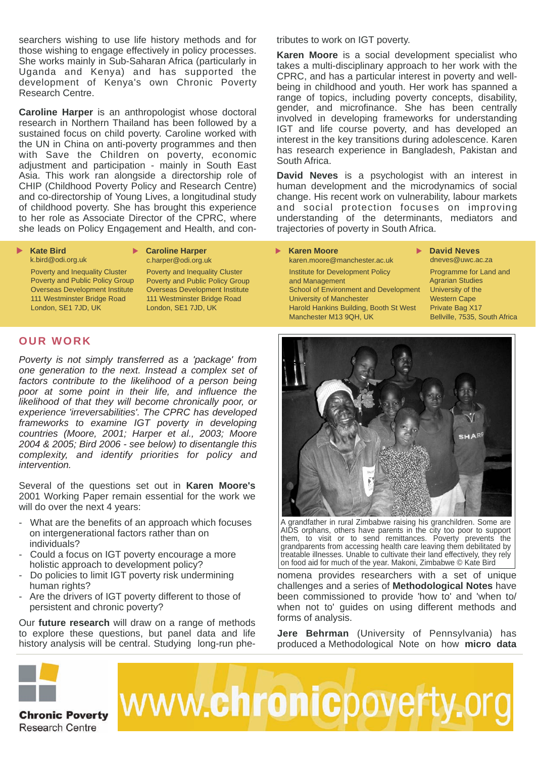searchers wishing to use life history methods and for those wishing to engage effectively in policy processes. She works mainly in Sub-Saharan Africa (particularly in Uganda and Kenya) and has supported the development of Kenya's own Chronic Poverty Research Centre.

**Caroline Harper** is an anthropologist whose doctoral research in Northern Thailand has been followed by a sustained focus on child poverty. Caroline worked with the UN in China on anti-poverty programmes and then with Save the Children on poverty, economic adjustment and participation - mainly in South East Asia. This work ran alongside a directorship role of CHIP (Childhood Poverty Policy and Research Centre) and co-directorship of Young Lives, a longitudinal study of childhood poverty. She has brought this experience to her role as Associate Director of the CPRC, where she leads on Policy Engagement and Health, and contributes to work on IGT poverty.

**Karen Moore** is a social development specialist who takes a multi-disciplinary approach to her work with the CPRC, and has a particular interest in poverty and well-being in childhood and youth. Her work has spanned a range of topics, including poverty concepts, disability, gender, and microfinance. She has been centrally involved in developing frameworks for understanding IGT and life course poverty, and has developed an interest in the key transitions during adolescence. Karen has research experience in Bangladesh, Pakistan and South Africa.

**David Neves** is a psychologist with an interest in human development and the microdynamics of social change. His recent work on vulnerability, labour markets and social protection focuses on improving understanding of the determinants, mediators and trajectories of poverty in South Africa.

**Kate Bird**
k.bird@odi.org.uk
Poverty and Inequality Cluster
Poverty and Public Policy Group
Overseas Development Institute
111 Westminster Bridge Road
London, SE1 7JD, UK

**Caroline Harper**
c.harper@odi.org.uk
Poverty and Inequality Cluster
Poverty and Public Policy Group
Overseas Development Institute
111 Westminster Bridge Road
London, SE1 7JD, UK

**Karen Moore**
karen.moore@manchester.ac.uk
Institute for Development Policy and Management
School of Environment and Development
University of Manchester
Harold Hankins Building, Booth St West
Manchester M13 9QH, UK

**David Neves**
dneves@uwc.ac.za
Programme for Land and Agrarian Studies
University of the Western Cape
Private Bag X17
Bellville, 7535, South Africa

## OUR WORK

*Poverty is not simply transferred as a 'package' from one generation to the next. Instead a complex set of factors contribute to the likelihood of a person being poor at some point in their life, and influence the likelihood of that they will become chronically poor, or experience 'irreversabilities'. The CPRC has developed frameworks to examine IGT poverty in developing countries (Moore, 2001; Harper et al., 2003; Moore 2004 & 2005; Bird 2006 - see below) to disentangle this complexity, and identify priorities for policy and intervention.*

Several of the questions set out in **Karen Moore's** 2001 Working Paper remain essential for the work we will do over the next 4 years:

- What are the benefits of an approach which focuses on intergenerational factors rather than on individuals?
- Could a focus on IGT poverty encourage a more holistic approach to development policy?
- Do policies to limit IGT poverty risk undermining human rights?
- Are the drivers of IGT poverty different to those of persistent and chronic poverty?

Our **future research** will draw on a range of methods to explore these questions, but panel data and life history analysis will be central. Studying long-run phenomena provides researchers with a set of unique challenges and a series of **Methodological Notes** have been commissioned to provide 'how to' and 'when to/ when not to' guides on using different methods and forms of analysis.

A grandfather in rural Zimbabwe raising his granchildren. Some are AIDS orphans, others have parents in the city too poor to support them, to visit or to send remittances. Poverty prevents the grandparents from accessing health care leaving them debilitated by treatable illnesses. Unable to cultivate their land effectively, they rely on food aid for much of the year. Makoni, Zimbabwe © Kate Bird

**Jere Behrman** (University of Pennsylvania) has produced a Methodological Note on how **micro data**

**Chronic Poverty** Research Centre

www.chronicpoverty.org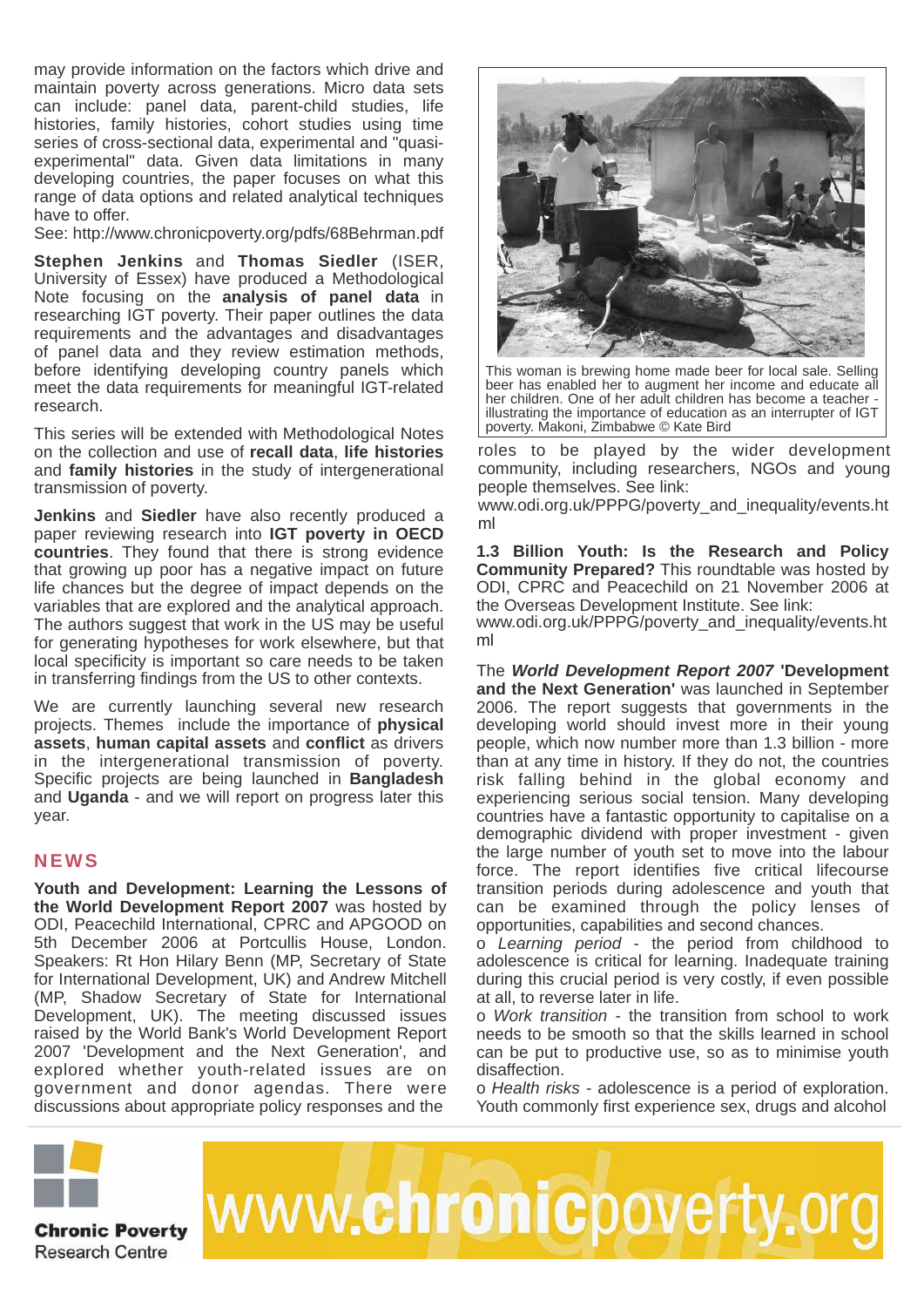may provide information on the factors which drive and maintain poverty across generations. Micro data sets can include: panel data, parent-child studies, life histories, family histories, cohort studies using time series of cross-sectional data, experimental and "quasi-experimental" data. Given data limitations in many developing countries, the paper focuses on what this range of data options and related analytical techniques have to offer.
See: http://www.chronicpoverty.org/pdfs/68Behrman.pdf

**Stephen Jenkins** and **Thomas Siedler** (ISER, University of Essex) have produced a Methodological Note focusing on the **analysis of panel data** in researching IGT poverty. Their paper outlines the data requirements and the advantages and disadvantages of panel data and they review estimation methods, before identifying developing country panels which meet the data requirements for meaningful IGT-related research.

This series will be extended with Methodological Notes on the collection and use of **recall data**, **life histories** and **family histories** in the study of intergenerational transmission of poverty.

**Jenkins** and **Siedler** have also recently produced a paper reviewing research into **IGT poverty in OECD countries**. They found that there is strong evidence that growing up poor has a negative impact on future life chances but the degree of impact depends on the variables that are explored and the analytical approach. The authors suggest that work in the US may be useful for generating hypotheses for work elsewhere, but that local specificity is important so care needs to be taken in transferring findings from the US to other contexts.

We are currently launching several new research projects. Themes include the importance of **physical assets**, **human capital assets** and **conflict** as drivers in the intergenerational transmission of poverty. Specific projects are being launched in **Bangladesh** and **Uganda** - and we will report on progress later this year.

## NEWS

**Youth and Development: Learning the Lessons of the World Development Report 2007** was hosted by ODI, Peacechild International, CPRC and APGOOD on 5th December 2006 at Portcullis House, London. Speakers: Rt Hon Hilary Benn (MP, Secretary of State for International Development, UK) and Andrew Mitchell (MP, Shadow Secretary of State for International Development, UK). The meeting discussed issues raised by the World Bank's World Development Report 2007 'Development and the Next Generation', and explored whether youth-related issues are on government and donor agendas. There were discussions about appropriate policy responses and the roles to be played by the wider development community, including researchers, NGOs and young people themselves. See link:
www.odi.org.uk/PPPG/poverty_and_inequality/events.html

This woman is brewing home made beer for local sale. Selling beer has enabled her to augment her income and educate all her children. One of her adult children has become a teacher - illustrating the importance of education as an interrupter of IGT poverty. Makoni, Zimbabwe © Kate Bird

**1.3 Billion Youth: Is the Research and Policy Community Prepared?** This roundtable was hosted by ODI, CPRC and Peacechild on 21 November 2006 at the Overseas Development Institute. See link:
www.odi.org.uk/PPPG/poverty_and_inequality/events.html

The ***World Development Report 2007*** **'Development and the Next Generation'** was launched in September 2006. The report suggests that governments in the developing world should invest more in their young people, which now number more than 1.3 billion - more than at any time in history. If they do not, the countries risk falling behind in the global economy and experiencing serious social tension. Many developing countries have a fantastic opportunity to capitalise on a demographic dividend with proper investment - given the large number of youth set to move into the labour force. The report identifies five critical lifecourse transition periods during adolescence and youth that can be examined through the policy lenses of opportunities, capabilities and second chances.

o *Learning period* - the period from childhood to adolescence is critical for learning. Inadequate training during this crucial period is very costly, if even possible at all, to reverse later in life.
o *Work transition* - the transition from school to work needs to be smooth so that the skills learned in school can be put to productive use, so as to minimise youth disaffection.
o *Health risks* - adolescence is a period of exploration. Youth commonly first experience sex, drugs and alcohol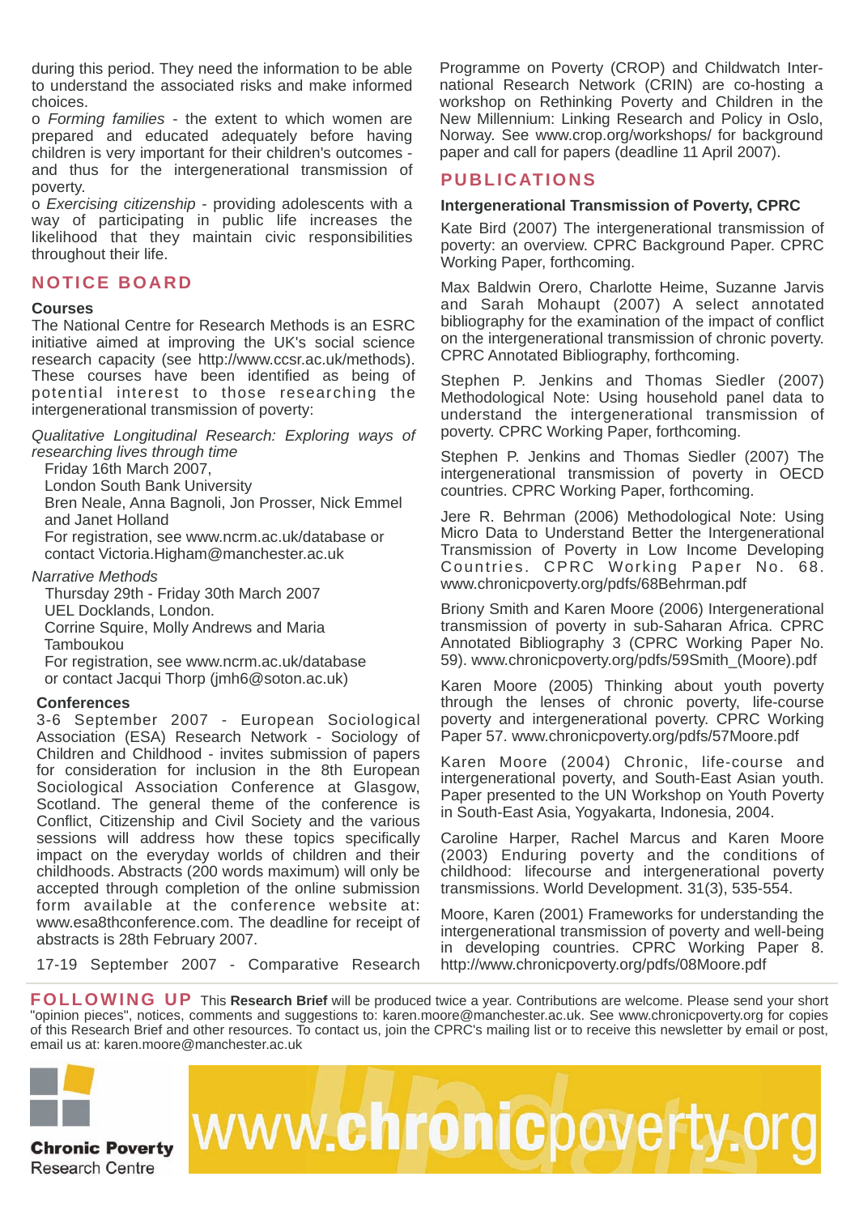during this period. They need the information to be able to understand the associated risks and make informed choices.

o *Forming families* - the extent to which women are prepared and educated adequately before having children is very important for their children's outcomes - and thus for the intergenerational transmission of poverty.

o *Exercising citizenship* - providing adolescents with a way of participating in public life increases the likelihood that they maintain civic responsibilities throughout their life.

## NOTICE BOARD

### Courses

The National Centre for Research Methods is an ESRC initiative aimed at improving the UK's social science research capacity (see http://www.ccsr.ac.uk/methods). These courses have been identified as being of potential interest to those researching the intergenerational transmission of poverty:

*Qualitative Longitudinal Research: Exploring ways of researching lives through time*

Friday 16th March 2007,
London South Bank University
Bren Neale, Anna Bagnoli, Jon Prosser, Nick Emmel and Janet Holland
For registration, see www.ncrm.ac.uk/database or contact Victoria.Higham@manchester.ac.uk

*Narrative Methods*

Thursday 29th - Friday 30th March 2007
UEL Docklands, London.
Corrine Squire, Molly Andrews and Maria Tamboukou
For registration, see www.ncrm.ac.uk/database or contact Jacqui Thorp (jmh6@soton.ac.uk)

### Conferences

3-6 September 2007 - European Sociological Association (ESA) Research Network - Sociology of Children and Childhood - invites submission of papers for consideration for inclusion in the 8th European Sociological Association Conference at Glasgow, Scotland. The general theme of the conference is Conflict, Citizenship and Civil Society and the various sessions will address how these topics specifically impact on the everyday worlds of children and their childhoods. Abstracts (200 words maximum) will only be accepted through completion of the online submission form available at the conference website at: www.esa8thconference.com. The deadline for receipt of abstracts is 28th February 2007.

17-19 September 2007 - Comparative Research Programme on Poverty (CROP) and Childwatch International Research Network (CRIN) are co-hosting a workshop on Rethinking Poverty and Children in the New Millennium: Linking Research and Policy in Oslo, Norway. See www.crop.org/workshops/ for background paper and call for papers (deadline 11 April 2007).

## PUBLICATIONS

### Intergenerational Transmission of Poverty, CPRC

Kate Bird (2007) The intergenerational transmission of poverty: an overview. CPRC Background Paper. CPRC Working Paper, forthcoming.

Max Baldwin Orero, Charlotte Heime, Suzanne Jarvis and Sarah Mohaupt (2007) A select annotated bibliography for the examination of the impact of conflict on the intergenerational transmission of chronic poverty. CPRC Annotated Bibliography, forthcoming.

Stephen P. Jenkins and Thomas Siedler (2007) Methodological Note: Using household panel data to understand the intergenerational transmission of poverty. CPRC Working Paper, forthcoming.

Stephen P. Jenkins and Thomas Siedler (2007) The intergenerational transmission of poverty in OECD countries. CPRC Working Paper, forthcoming.

Jere R. Behrman (2006) Methodological Note: Using Micro Data to Understand Better the Intergenerational Transmission of Poverty in Low Income Developing Countries. CPRC Working Paper No. 68. www.chronicpoverty.org/pdfs/68Behrman.pdf

Briony Smith and Karen Moore (2006) Intergenerational transmission of poverty in sub-Saharan Africa. CPRC Annotated Bibliography 3 (CPRC Working Paper No. 59). www.chronicpoverty.org/pdfs/59Smith_(Moore).pdf

Karen Moore (2005) Thinking about youth poverty through the lenses of chronic poverty, life-course poverty and intergenerational poverty. CPRC Working Paper 57. www.chronicpoverty.org/pdfs/57Moore.pdf

Karen Moore (2004) Chronic, life-course and intergenerational poverty, and South-East Asian youth. Paper presented to the UN Workshop on Youth Poverty in South-East Asia, Yogyakarta, Indonesia, 2004.

Caroline Harper, Rachel Marcus and Karen Moore (2003) Enduring poverty and the conditions of childhood: lifecourse and intergenerational poverty transmissions. World Development. 31(3), 535-554.

Moore, Karen (2001) Frameworks for understanding the intergenerational transmission of poverty and well-being in developing countries. CPRC Working Paper 8. http://www.chronicpoverty.org/pdfs/08Moore.pdf

**FOLLOWING UP** This **Research Brief** will be produced twice a year. Contributions are welcome. Please send your short "opinion pieces", notices, comments and suggestions to: karen.moore@manchester.ac.uk. See www.chronicpoverty.org for copies of this Research Brief and other resources. To contact us, join the CPRC's mailing list or to receive this newsletter by email or post, email us at: karen.moore@manchester.ac.uk

**Chronic Poverty** Research Centre

www.chronicpoverty.org